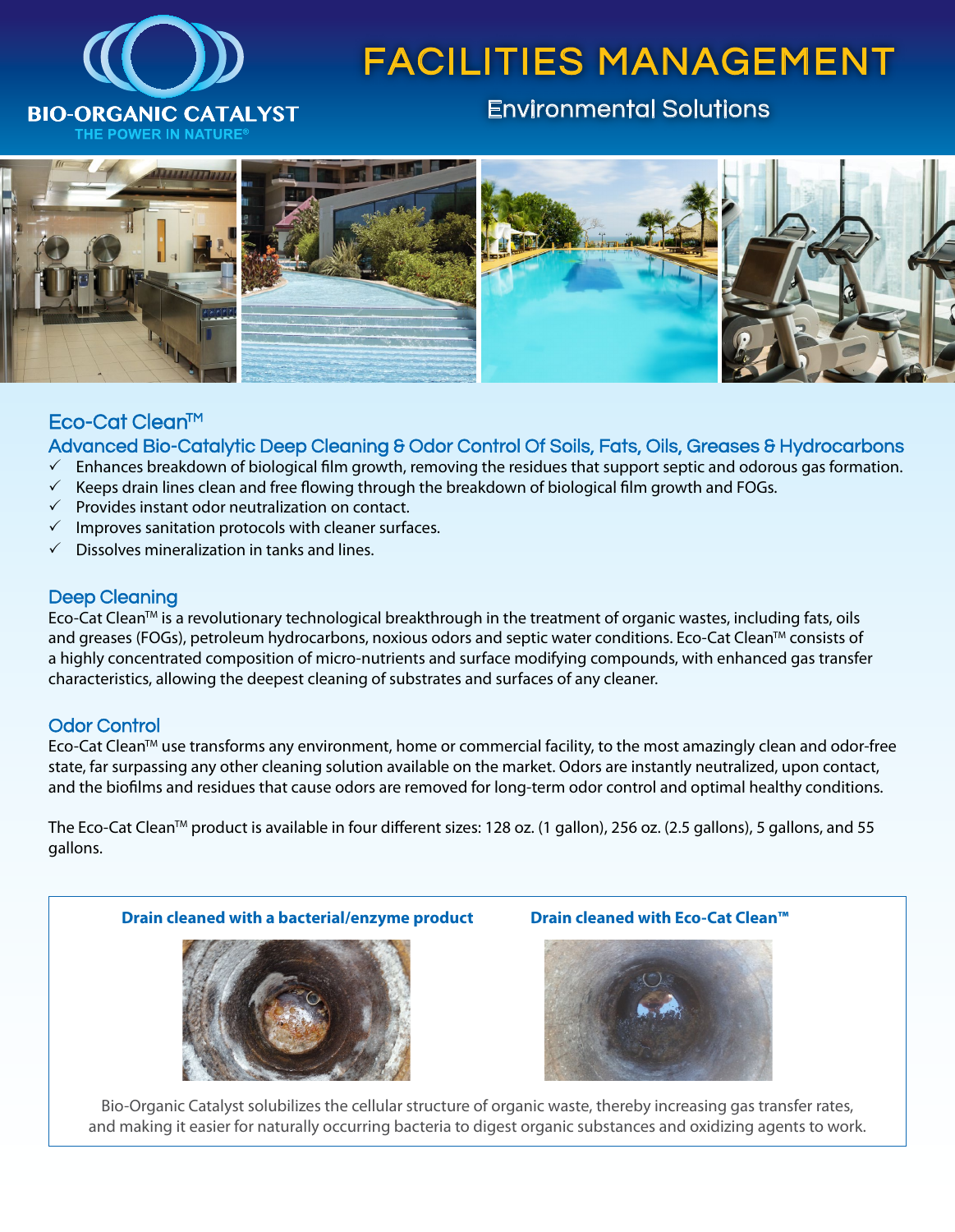BIO-ORGANIC CATALYST

THE POWER IN NATURE®

# FACILITIES MANAGEMENT

## Environmental Solutions

### Eco-Cat Clean™

### Advanced Bio-Catalytic Deep Cleaning & Odor Control Of Soils, Fats, Oils, Greases & Hydrocarbons

- ✓ Enhances breakdown of biological film growth, removing the residues that support septic and odorous gas formation.
- ✓ Keeps drain lines clean and free flowing through the breakdown of biological film growth and FOGs.
- ✓ Provides instant odor neutralization on contact.
- ✓ Improves sanitation protocols with cleaner surfaces.
- ✓ Dissolves mineralization in tanks and lines.

### Deep Cleaning

Eco-Cat Clean™ is a revolutionary technological breakthrough in the treatment of organic wastes, including fats, oils and greases (FOGs), petroleum hydrocarbons, noxious odors and septic water conditions. Eco-Cat Clean™ consists of a highly concentrated composition of micro-nutrients and surface modifying compounds, with enhanced gas transfer characteristics, allowing the deepest cleaning of substrates and surfaces of any cleaner.

### Odor Control

Eco-Cat Clean™ use transforms any environment, home or commercial facility, to the most amazingly clean and odor-free state, far surpassing any other cleaning solution available on the market. Odors are instantly neutralized, upon contact, and the biofilms and residues that cause odors are removed for long-term odor control and optimal healthy conditions.

The Eco-Cat Clean™ product is available in four different sizes: 128 oz. (1 gallon), 256 oz. (2.5 gallons), 5 gallons, and 55 gallons.

**Drain cleaned with a bacterial/enzyme product**

**Drain cleaned with Eco-Cat Clean™**

Bio-Organic Catalyst solubilizes the cellular structure of organic waste, thereby increasing gas transfer rates, and making it easier for naturally occurring bacteria to digest organic substances and oxidizing agents to work.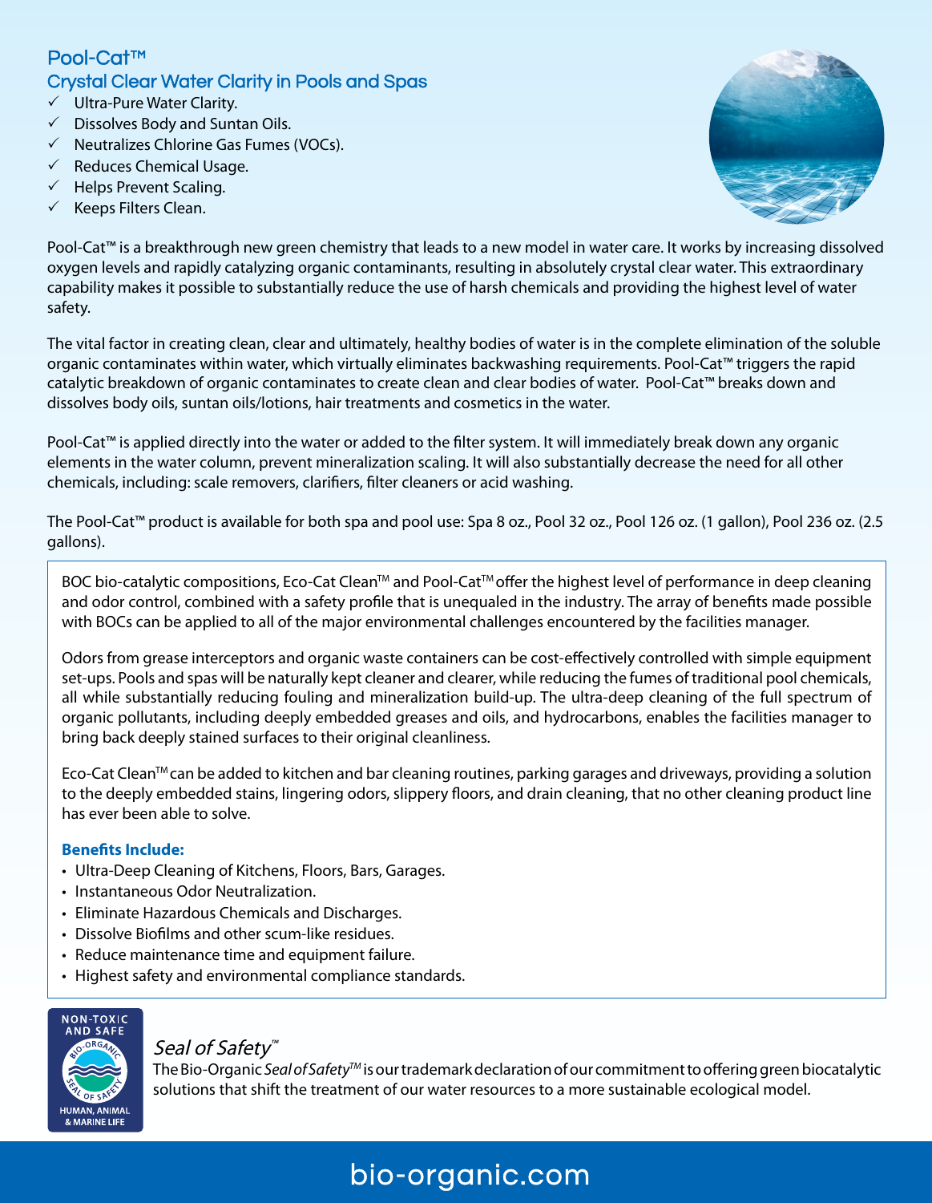## Pool-Cat™

### Crystal Clear Water Clarity in Pools and Spas

- ✓ Ultra-Pure Water Clarity.
- ✓ Dissolves Body and Suntan Oils.
- ✓ Neutralizes Chlorine Gas Fumes (VOCs).
- ✓ Reduces Chemical Usage.
- ✓ Helps Prevent Scaling.
- ✓ Keeps Filters Clean.

Pool-Cat™ is a breakthrough new green chemistry that leads to a new model in water care. It works by increasing dissolved oxygen levels and rapidly catalyzing organic contaminants, resulting in absolutely crystal clear water. This extraordinary capability makes it possible to substantially reduce the use of harsh chemicals and providing the highest level of water safety.

The vital factor in creating clean, clear and ultimately, healthy bodies of water is in the complete elimination of the soluble organic contaminates within water, which virtually eliminates backwashing requirements. Pool-Cat™ triggers the rapid catalytic breakdown of organic contaminates to create clean and clear bodies of water. Pool-Cat™ breaks down and dissolves body oils, suntan oils/lotions, hair treatments and cosmetics in the water.

Pool-Cat™ is applied directly into the water or added to the filter system. It will immediately break down any organic elements in the water column, prevent mineralization scaling. It will also substantially decrease the need for all other chemicals, including: scale removers, clarifiers, filter cleaners or acid washing.

The Pool-Cat™ product is available for both spa and pool use: Spa 8 oz., Pool 32 oz., Pool 126 oz. (1 gallon), Pool 236 oz. (2.5 gallons).

BOC bio-catalytic compositions, Eco-Cat Clean™ and Pool-Cat™ offer the highest level of performance in deep cleaning and odor control, combined with a safety profile that is unequaled in the industry. The array of benefits made possible with BOCs can be applied to all of the major environmental challenges encountered by the facilities manager.

Odors from grease interceptors and organic waste containers can be cost-effectively controlled with simple equipment set-ups. Pools and spas will be naturally kept cleaner and clearer, while reducing the fumes of traditional pool chemicals, all while substantially reducing fouling and mineralization build-up. The ultra-deep cleaning of the full spectrum of organic pollutants, including deeply embedded greases and oils, and hydrocarbons, enables the facilities manager to bring back deeply stained surfaces to their original cleanliness.

Eco-Cat Clean™ can be added to kitchen and bar cleaning routines, parking garages and driveways, providing a solution to the deeply embedded stains, lingering odors, slippery floors, and drain cleaning, that no other cleaning product line has ever been able to solve.

**Benefits Include:**

- Ultra-Deep Cleaning of Kitchens, Floors, Bars, Garages.
- Instantaneous Odor Neutralization.
- Eliminate Hazardous Chemicals and Discharges.
- Dissolve Biofilms and other scum-like residues.
- Reduce maintenance time and equipment failure.
- Highest safety and environmental compliance standards.

NON-TOXIC AND SAFE
BIO-ORGANIC SEAL OF SAFETY
HUMAN, ANIMAL & MARINE LIFE

*Seal of Safety*™

The Bio-Organic *Seal of Safety*™ is our trademark declaration of our commitment to offering green biocatalytic solutions that shift the treatment of our water resources to a more sustainable ecological model.

bio-organic.com